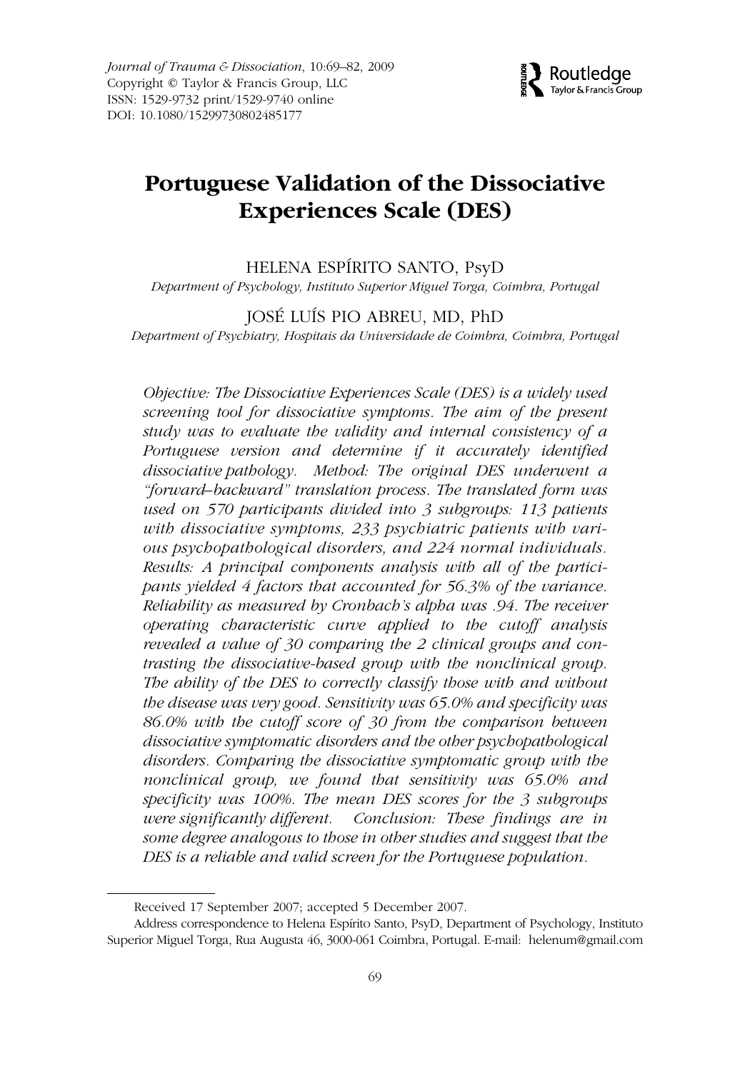# Portuguese Validation of the Dissociative Experiences Scale (DES)

HELENA ESPÍRITO SANTO, PsyD

*Department of Psychology, Instituto Superior Miguel Torga, Coimbra, Portugal*

JOSÉ LUÍS PIO ABREU, MD, PhD

*Department of Psychiatry, Hospitais da Universidade de Coimbra, Coimbra, Portugal*

*Objective: The Dissociative Experiences Scale (DES) is a widely used screening tool for dissociative symptoms. The aim of the present study was to evaluate the validity and internal consistency of a Portuguese version and determine if it accurately identified dissociative pathology. Method: The original DES underwent a "forward–backward" translation process. The translated form was used on 570 participants divided into 3 subgroups: 113 patients with dissociative symptoms, 233 psychiatric patients with various psychopathological disorders, and 224 normal individuals. Results: A principal components analysis with all of the participants yielded 4 factors that accounted for 56.3% of the variance. Reliability as measured by Cronbach's alpha was .94. The receiver operating characteristic curve applied to the cutoff analysis revealed a value of 30 comparing the 2 clinical groups and contrasting the dissociative-based group with the nonclinical group. The ability of the DES to correctly classify those with and without the disease was very good. Sensitivity was 65.0% and specificity was 86.0% with the cutoff score of 30 from the comparison between dissociative symptomatic disorders and the other psychopathological disorders. Comparing the dissociative symptomatic group with the nonclinical group, we found that sensitivity was 65.0% and specificity was 100%. The mean DES scores for the 3 subgroups were significantly different. Conclusion: These findings are in some degree analogous to those in other studies and suggest that the DES is a reliable and valid screen for the Portuguese population.*

Received 17 September 2007; accepted 5 December 2007.

Address correspondence to Helena Espírito Santo, PsyD, Department of Psychology, Instituto Superior Miguel Torga, Rua Augusta 46, 3000-061 Coimbra, Portugal. E-mail: helenum@gmail.com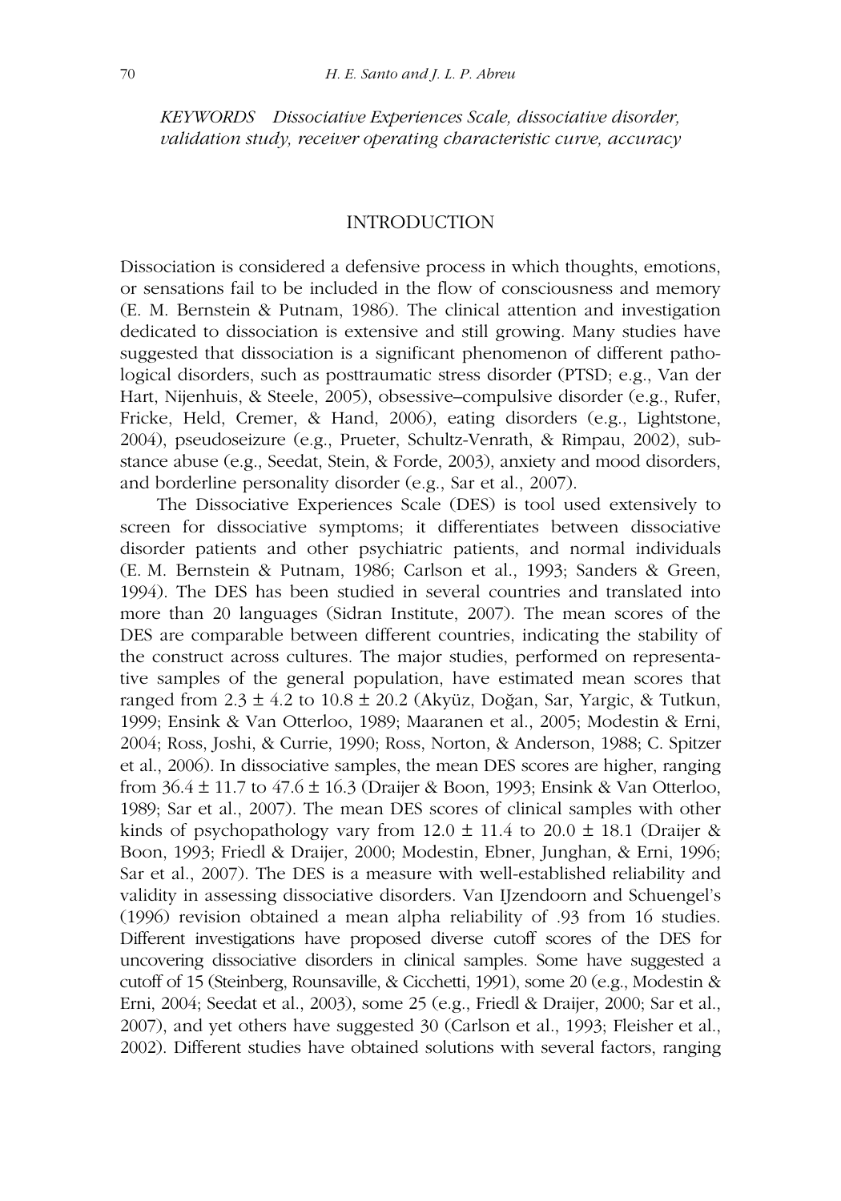*KEYWORDS Dissociative Experiences Scale, dissociative disorder, validation study, receiver operating characteristic curve, accuracy*

## INTRODUCTION

Dissociation is considered a defensive process in which thoughts, emotions, or sensations fail to be included in the flow of consciousness and memory (E. M. Bernstein & Putnam, 1986). The clinical attention and investigation dedicated to dissociation is extensive and still growing. Many studies have suggested that dissociation is a significant phenomenon of different pathological disorders, such as posttraumatic stress disorder (PTSD; e.g., Van der Hart, Nijenhuis, & Steele, 2005), obsessive–compulsive disorder (e.g., Rufer, Fricke, Held, Cremer, & Hand, 2006), eating disorders (e.g., Lightstone, 2004), pseudoseizure (e.g., Prueter, Schultz-Venrath, & Rimpau, 2002), substance abuse (e.g., Seedat, Stein, & Forde, 2003), anxiety and mood disorders, and borderline personality disorder (e.g., Sar et al., 2007).

The Dissociative Experiences Scale (DES) is tool used extensively to screen for dissociative symptoms; it differentiates between dissociative disorder patients and other psychiatric patients, and normal individuals (E. M. Bernstein & Putnam, 1986; Carlson et al., 1993; Sanders & Green, 1994). The DES has been studied in several countries and translated into more than 20 languages (Sidran Institute, 2007). The mean scores of the DES are comparable between different countries, indicating the stability of the construct across cultures. The major studies, performed on representative samples of the general population, have estimated mean scores that ranged from $2.3 \pm 4.2$ to $10.8 \pm 20.2$ (Akyüz, Doğan, Sar, Yargic, & Tutkun, 1999; Ensink & Van Otterloo, 1989; Maaranen et al., 2005; Modestin & Erni, 2004; Ross, Joshi, & Currie, 1990; Ross, Norton, & Anderson, 1988; C. Spitzer et al., 2006). In dissociative samples, the mean DES scores are higher, ranging from $36.4 \pm 11.7$ to $47.6 \pm 16.3$ (Draijer & Boon, 1993; Ensink & Van Otterloo, 1989; Sar et al., 2007). The mean DES scores of clinical samples with other kinds of psychopathology vary from $12.0 \pm 11.4$ to $20.0 \pm 18.1$ (Draijer & Boon, 1993; Friedl & Draijer, 2000; Modestin, Ebner, Junghan, & Erni, 1996; Sar et al., 2007). The DES is a measure with well-established reliability and validity in assessing dissociative disorders. Van IJzendoorn and Schuengel's (1996) revision obtained a mean alpha reliability of .93 from 16 studies. Different investigations have proposed diverse cutoff scores of the DES for uncovering dissociative disorders in clinical samples. Some have suggested a cutoff of 15 (Steinberg, Rounsaville, & Cicchetti, 1991), some 20 (e.g., Modestin & Erni, 2004; Seedat et al., 2003), some 25 (e.g., Friedl & Draijer, 2000; Sar et al., 2007), and yet others have suggested 30 (Carlson et al., 1993; Fleisher et al., 2002). Different studies have obtained solutions with several factors, ranging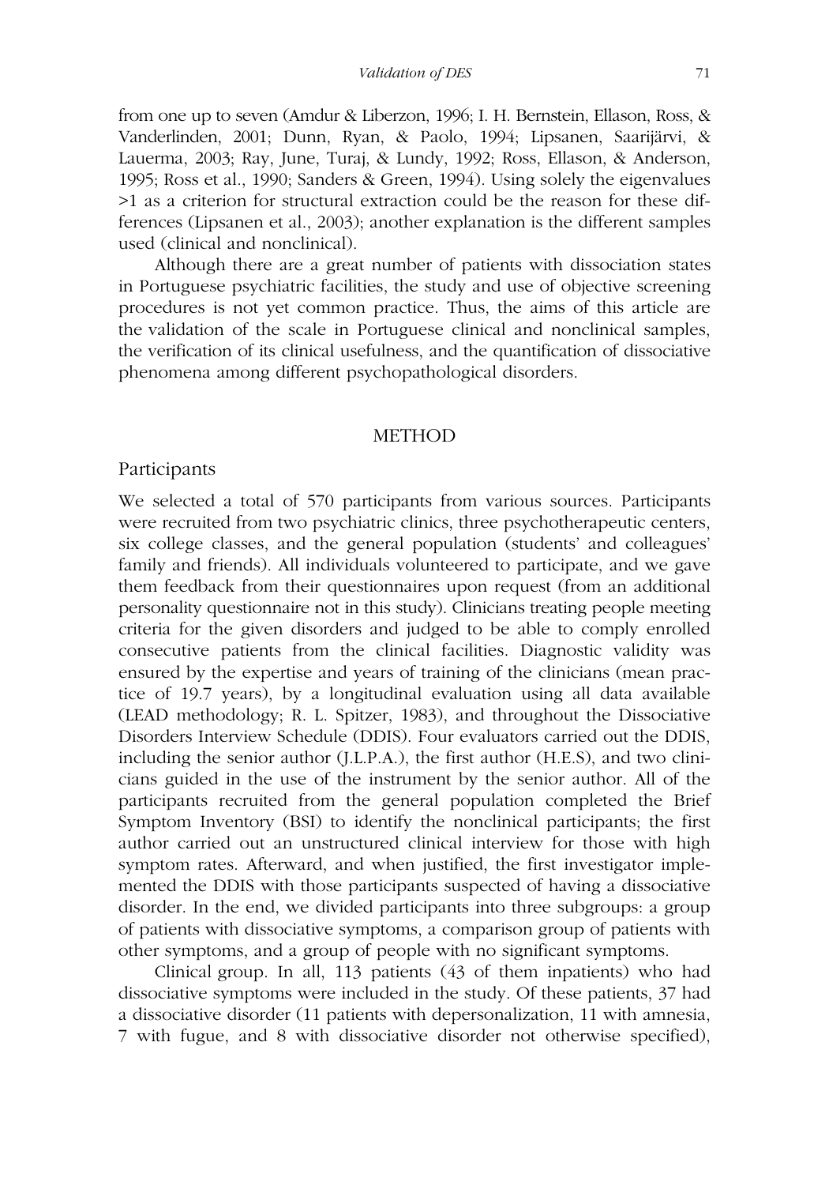from one up to seven (Amdur & Liberzon, 1996; I. H. Bernstein, Ellason, Ross, & Vanderlinden, 2001; Dunn, Ryan, & Paolo, 1994; Lipsanen, Saarijärvi, & Lauerma, 2003; Ray, June, Turaj, & Lundy, 1992; Ross, Ellason, & Anderson, 1995; Ross et al., 1990; Sanders & Green, 1994). Using solely the eigenvalues >1 as a criterion for structural extraction could be the reason for these differences (Lipsanen et al., 2003); another explanation is the different samples used (clinical and nonclinical).

Although there are a great number of patients with dissociation states in Portuguese psychiatric facilities, the study and use of objective screening procedures is not yet common practice. Thus, the aims of this article are the validation of the scale in Portuguese clinical and nonclinical samples, the verification of its clinical usefulness, and the quantification of dissociative phenomena among different psychopathological disorders.

## METHOD

### Participants

We selected a total of 570 participants from various sources. Participants were recruited from two psychiatric clinics, three psychotherapeutic centers, six college classes, and the general population (students' and colleagues' family and friends). All individuals volunteered to participate, and we gave them feedback from their questionnaires upon request (from an additional personality questionnaire not in this study). Clinicians treating people meeting criteria for the given disorders and judged to be able to comply enrolled consecutive patients from the clinical facilities. Diagnostic validity was ensured by the expertise and years of training of the clinicians (mean practice of 19.7 years), by a longitudinal evaluation using all data available (LEAD methodology; R. L. Spitzer, 1983), and throughout the Dissociative Disorders Interview Schedule (DDIS). Four evaluators carried out the DDIS, including the senior author (J.L.P.A.), the first author (H.E.S), and two clinicians guided in the use of the instrument by the senior author. All of the participants recruited from the general population completed the Brief Symptom Inventory (BSI) to identify the nonclinical participants; the first author carried out an unstructured clinical interview for those with high symptom rates. Afterward, and when justified, the first investigator implemented the DDIS with those participants suspected of having a dissociative disorder. In the end, we divided participants into three subgroups: a group of patients with dissociative symptoms, a comparison group of patients with other symptoms, and a group of people with no significant symptoms.

Clinical group. In all, 113 patients (43 of them inpatients) who had dissociative symptoms were included in the study. Of these patients, 37 had a dissociative disorder (11 patients with depersonalization, 11 with amnesia, 7 with fugue, and 8 with dissociative disorder not otherwise specified),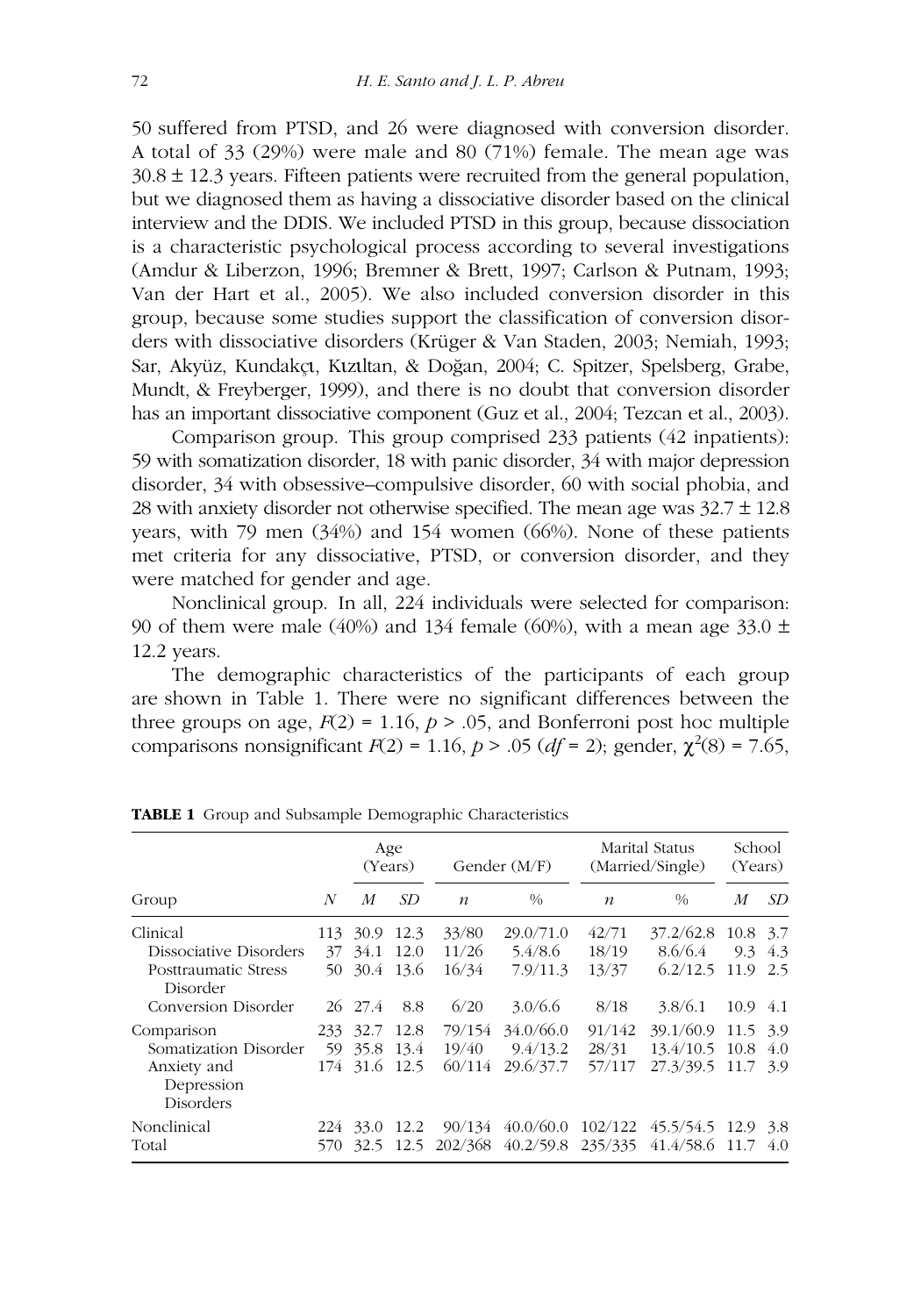50 suffered from PTSD, and 26 were diagnosed with conversion disorder. A total of 33 (29%) were male and 80 (71%) female. The mean age was $30.8 \pm 12.3$ years. Fifteen patients were recruited from the general population, but we diagnosed them as having a dissociative disorder based on the clinical interview and the DDIS. We included PTSD in this group, because dissociation is a characteristic psychological process according to several investigations (Amdur & Liberzon, 1996; Bremner & Brett, 1997; Carlson & Putnam, 1993; Van der Hart et al., 2005). We also included conversion disorder in this group, because some studies support the classification of conversion disorders with dissociative disorders (Krüger & Van Staden, 2003; Nemiah, 1993; Sar, Akyüz, Kundakçı, Kızıltan, & Doğan, 2004; C. Spitzer, Spelsberg, Grabe, Mundt, & Freyberger, 1999), and there is no doubt that conversion disorder has an important dissociative component (Guz et al., 2004; Tezcan et al., 2003).

*Comparison group.* This group comprised 233 patients (42 inpatients): 59 with somatization disorder, 18 with panic disorder, 34 with major depression disorder, 34 with obsessive–compulsive disorder, 60 with social phobia, and 28 with anxiety disorder not otherwise specified. The mean age was $32.7 \pm 12.8$ years, with 79 men (34%) and 154 women (66%). None of these patients met criteria for any dissociative, PTSD, or conversion disorder, and they were matched for gender and age.

*Nonclinical group.* In all, 224 individuals were selected for comparison: 90 of them were male (40%) and 134 female (60%), with a mean age $33.0 \pm 12.2$ years.

The demographic characteristics of the participants of each group are shown in Table 1. There were no significant differences between the three groups on age, $F(2) = 1.16$, $p > .05$, and Bonferroni post hoc multiple comparisons nonsignificant $F(2) = 1.16$, $p > .05$ ($df = 2$); gender, $\chi^2(8) = 7.65$,

**TABLE 1** Group and Subsample Demographic Characteristics

| Group | $N$ | Age (Years) $M$ | Age (Years) $SD$ | Gender (M/F) $n$ | Gender (M/F) % | Marital Status (Married/Single) $n$ | Marital Status (Married/Single) % | School (Years) $M$ | School (Years) $SD$ |
|---|---|---|---|---|---|---|---|---|---|
| Clinical | 113 | 30.9 | 12.3 | 33/80 | 29.0/71.0 | 42/71 | 37.2/62.8 | 10.8 | 3.7 |
| Dissociative Disorders | 37 | 34.1 | 12.0 | 11/26 | 5.4/8.6 | 18/19 | 8.6/6.4 | 9.3 | 4.3 |
| Posttraumatic Stress Disorder | 50 | 30.4 | 13.6 | 16/34 | 7.9/11.3 | 13/37 | 6.2/12.5 | 11.9 | 2.5 |
| Conversion Disorder | 26 | 27.4 | 8.8 | 6/20 | 3.0/6.6 | 8/18 | 3.8/6.1 | 10.9 | 4.1 |
| Comparison | 233 | 32.7 | 12.8 | 79/154 | 34.0/66.0 | 91/142 | 39.1/60.9 | 11.5 | 3.9 |
| Somatization Disorder | 59 | 35.8 | 13.4 | 19/40 | 9.4/13.2 | 28/31 | 13.4/10.5 | 10.8 | 4.0 |
| Anxiety and Depression Disorders | 174 | 31.6 | 12.5 | 60/114 | 29.6/37.7 | 57/117 | 27.3/39.5 | 11.7 | 3.9 |
| Nonclinical | 224 | 33.0 | 12.2 | 90/134 | 40.0/60.0 | 102/122 | 45.5/54.5 | 12.9 | 3.8 |
| Total | 570 | 32.5 | 12.5 | 202/368 | 40.2/59.8 | 235/335 | 41.4/58.6 | 11.7 | 4.0 |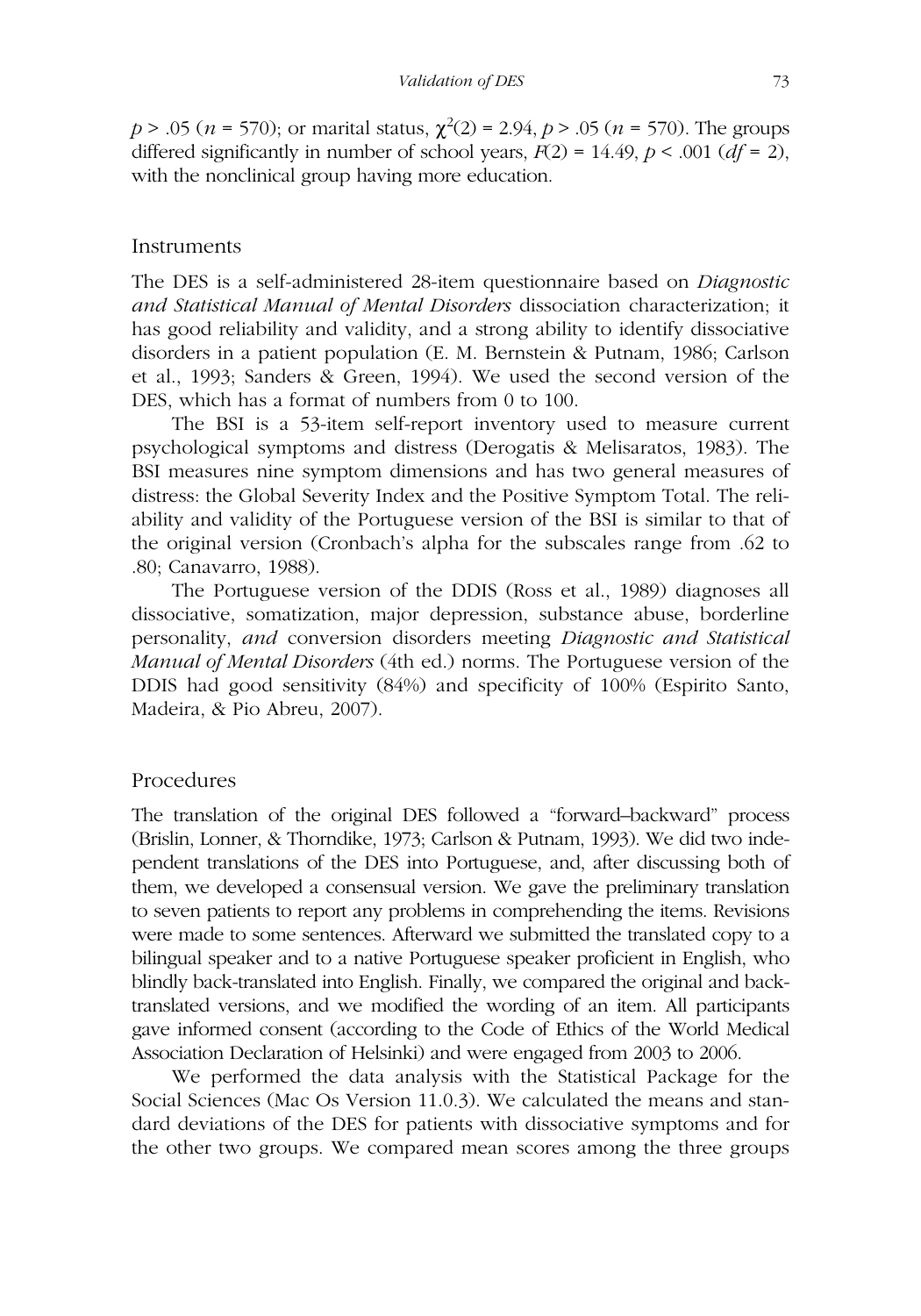$p > .05$ ($n = 570$); or marital status, $\chi^2(2) = 2.94$, $p > .05$ ($n = 570$). The groups differed significantly in number of school years, $F(2) = 14.49$, $p < .001$ ($df = 2$), with the nonclinical group having more education.

## Instruments

The DES is a self-administered 28-item questionnaire based on *Diagnostic and Statistical Manual of Mental Disorders* dissociation characterization; it has good reliability and validity, and a strong ability to identify dissociative disorders in a patient population (E. M. Bernstein & Putnam, 1986; Carlson et al., 1993; Sanders & Green, 1994). We used the second version of the DES, which has a format of numbers from 0 to 100.

The BSI is a 53-item self-report inventory used to measure current psychological symptoms and distress (Derogatis & Melisaratos, 1983). The BSI measures nine symptom dimensions and has two general measures of distress: the Global Severity Index and the Positive Symptom Total. The reliability and validity of the Portuguese version of the BSI is similar to that of the original version (Cronbach's alpha for the subscales range from .62 to .80; Canavarro, 1988).

The Portuguese version of the DDIS (Ross et al., 1989) diagnoses all dissociative, somatization, major depression, substance abuse, borderline personality, *and* conversion disorders meeting *Diagnostic and Statistical Manual of Mental Disorders* (4th ed.) norms. The Portuguese version of the DDIS had good sensitivity (84%) and specificity of 100% (Espirito Santo, Madeira, & Pio Abreu, 2007).

## Procedures

The translation of the original DES followed a "forward–backward" process (Brislin, Lonner, & Thorndike, 1973; Carlson & Putnam, 1993). We did two independent translations of the DES into Portuguese, and, after discussing both of them, we developed a consensual version. We gave the preliminary translation to seven patients to report any problems in comprehending the items. Revisions were made to some sentences. Afterward we submitted the translated copy to a bilingual speaker and to a native Portuguese speaker proficient in English, who blindly back-translated into English. Finally, we compared the original and back-translated versions, and we modified the wording of an item. All participants gave informed consent (according to the Code of Ethics of the World Medical Association Declaration of Helsinki) and were engaged from 2003 to 2006.

We performed the data analysis with the Statistical Package for the Social Sciences (Mac Os Version 11.0.3). We calculated the means and standard deviations of the DES for patients with dissociative symptoms and for the other two groups. We compared mean scores among the three groups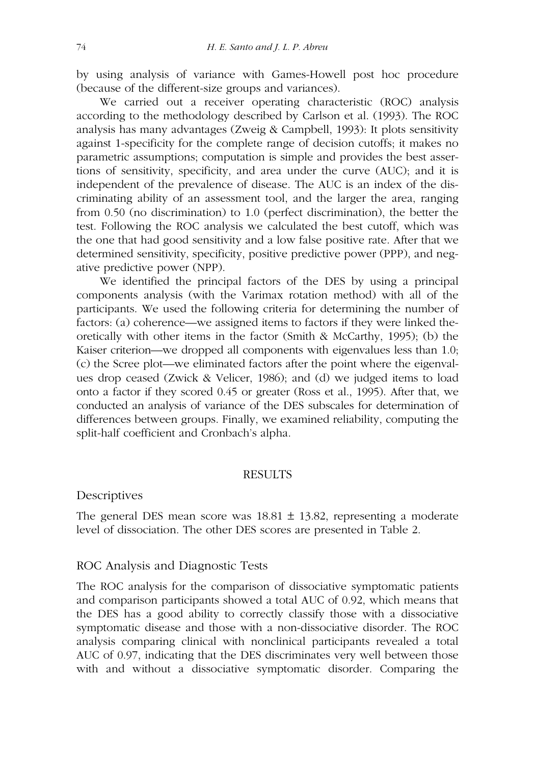by using analysis of variance with Games-Howell post hoc procedure (because of the different-size groups and variances).

We carried out a receiver operating characteristic (ROC) analysis according to the methodology described by Carlson et al. (1993). The ROC analysis has many advantages (Zweig & Campbell, 1993): It plots sensitivity against 1-specificity for the complete range of decision cutoffs; it makes no parametric assumptions; computation is simple and provides the best assertions of sensitivity, specificity, and area under the curve (AUC); and it is independent of the prevalence of disease. The AUC is an index of the discriminating ability of an assessment tool, and the larger the area, ranging from 0.50 (no discrimination) to 1.0 (perfect discrimination), the better the test. Following the ROC analysis we calculated the best cutoff, which was the one that had good sensitivity and a low false positive rate. After that we determined sensitivity, specificity, positive predictive power (PPP), and negative predictive power (NPP).

We identified the principal factors of the DES by using a principal components analysis (with the Varimax rotation method) with all of the participants. We used the following criteria for determining the number of factors: (a) coherence—we assigned items to factors if they were linked theoretically with other items in the factor (Smith & McCarthy, 1995); (b) the Kaiser criterion—we dropped all components with eigenvalues less than 1.0; (c) the Scree plot—we eliminated factors after the point where the eigenvalues drop ceased (Zwick & Velicer, 1986); and (d) we judged items to load onto a factor if they scored 0.45 or greater (Ross et al., 1995). After that, we conducted an analysis of variance of the DES subscales for determination of differences between groups. Finally, we examined reliability, computing the split-half coefficient and Cronbach's alpha.

## RESULTS

### Descriptives

The general DES mean score was $18.81 \pm 13.82$, representing a moderate level of dissociation. The other DES scores are presented in Table 2.

### ROC Analysis and Diagnostic Tests

The ROC analysis for the comparison of dissociative symptomatic patients and comparison participants showed a total AUC of 0.92, which means that the DES has a good ability to correctly classify those with a dissociative symptomatic disease and those with a non-dissociative disorder. The ROC analysis comparing clinical with nonclinical participants revealed a total AUC of 0.97, indicating that the DES discriminates very well between those with and without a dissociative symptomatic disorder. Comparing the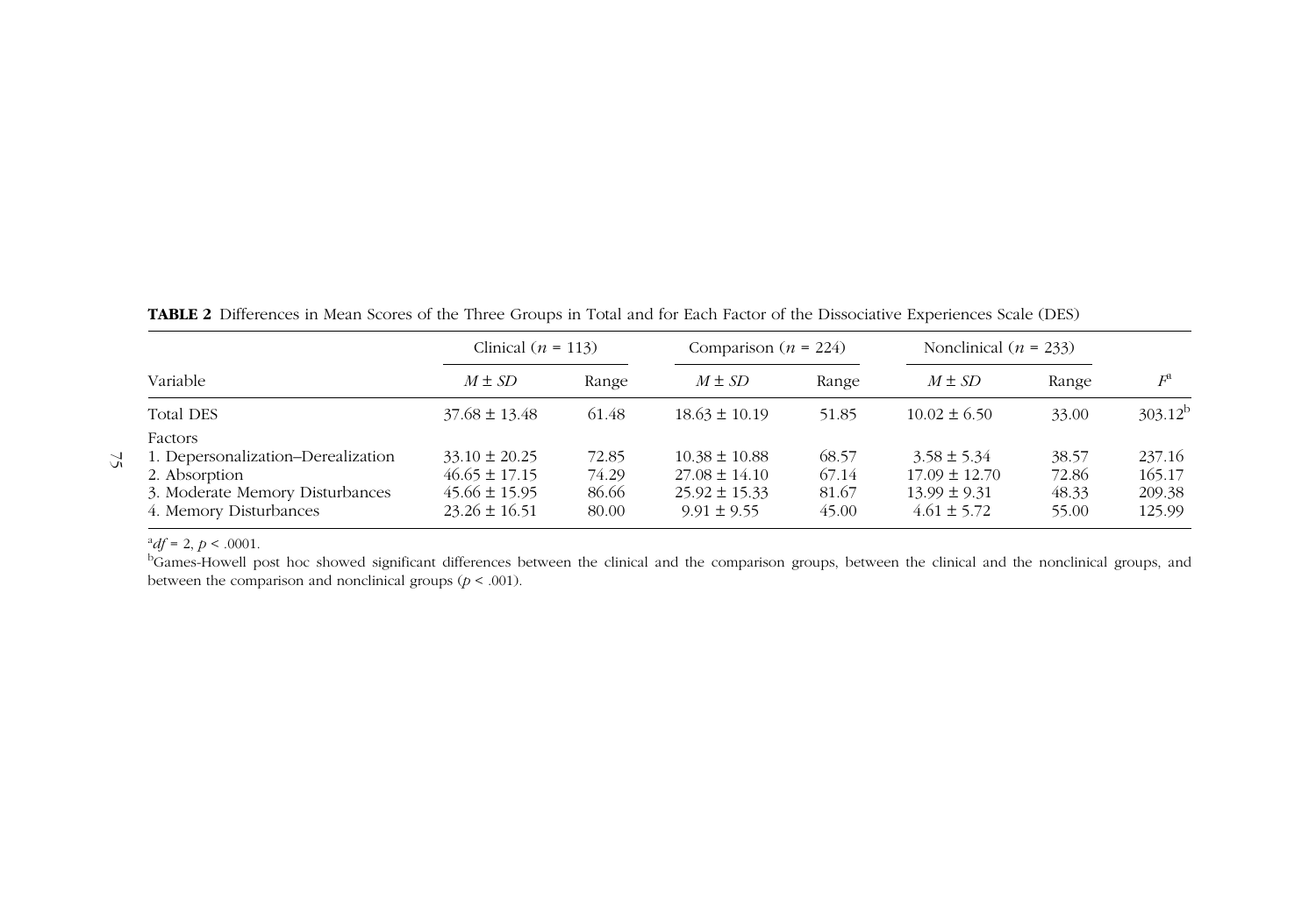**TABLE 2** Differences in Mean Scores of the Three Groups in Total and for Each Factor of the Dissociative Experiences Scale (DES)

| Variable | Clinical ($n$ = 113) | | Comparison ($n$ = 224) | | Nonclinical ($n$ = 233) | | |
|---|---|---|---|---|---|---|---|
| | $M \pm SD$ | Range | $M \pm SD$ | Range | $M \pm SD$ | Range | $F$[a] |
| Total DES | 37.68 ± 13.48 | 61.48 | 18.63 ± 10.19 | 51.85 | 10.02 ± 6.50 | 33.00 | 303.12[b] |
| Factors | | | | | | | |
| 1. Depersonalization–Derealization | 33.10 ± 20.25 | 72.85 | 10.38 ± 10.88 | 68.57 | 3.58 ± 5.34 | 38.57 | 237.16 |
| 2. Absorption | 46.65 ± 17.15 | 74.29 | 27.08 ± 14.10 | 67.14 | 17.09 ± 12.70 | 72.86 | 165.17 |
| 3. Moderate Memory Disturbances | 45.66 ± 15.95 | 86.66 | 25.92 ± 15.33 | 81.67 | 13.99 ± 9.31 | 48.33 | 209.38 |
| 4. Memory Disturbances | 23.26 ± 16.51 | 80.00 | 9.91 ± 9.55 | 45.00 | 4.61 ± 5.72 | 55.00 | 125.99 |

[a] $df = 2$, $p < .0001$.

[b] Games-Howell post hoc showed significant differences between the clinical and the comparison groups, between the clinical and the nonclinical groups, and between the comparison and nonclinical groups ($p < .001$).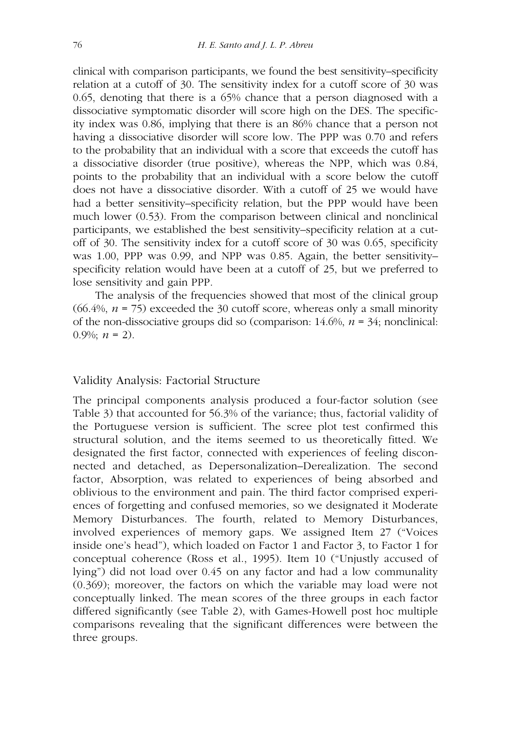clinical with comparison participants, we found the best sensitivity–specificity relation at a cutoff of 30. The sensitivity index for a cutoff score of 30 was 0.65, denoting that there is a 65% chance that a person diagnosed with a dissociative symptomatic disorder will score high on the DES. The specificity index was 0.86, implying that there is an 86% chance that a person not having a dissociative disorder will score low. The PPP was 0.70 and refers to the probability that an individual with a score that exceeds the cutoff has a dissociative disorder (true positive), whereas the NPP, which was 0.84, points to the probability that an individual with a score below the cutoff does not have a dissociative disorder. With a cutoff of 25 we would have had a better sensitivity–specificity relation, but the PPP would have been much lower (0.53). From the comparison between clinical and nonclinical participants, we established the best sensitivity–specificity relation at a cutoff of 30. The sensitivity index for a cutoff score of 30 was 0.65, specificity was 1.00, PPP was 0.99, and NPP was 0.85. Again, the better sensitivity–specificity relation would have been at a cutoff of 25, but we preferred to lose sensitivity and gain PPP.

The analysis of the frequencies showed that most of the clinical group (66.4%, $n = 75$) exceeded the 30 cutoff score, whereas only a small minority of the non-dissociative groups did so (comparison: 14.6%, $n = 34$; nonclinical: 0.9%; $n = 2$).

## Validity Analysis: Factorial Structure

The principal components analysis produced a four-factor solution (see Table 3) that accounted for 56.3% of the variance; thus, factorial validity of the Portuguese version is sufficient. The scree plot test confirmed this structural solution, and the items seemed to us theoretically fitted. We designated the first factor, connected with experiences of feeling disconnected and detached, as Depersonalization–Derealization. The second factor, Absorption, was related to experiences of being absorbed and oblivious to the environment and pain. The third factor comprised experiences of forgetting and confused memories, so we designated it Moderate Memory Disturbances. The fourth, related to Memory Disturbances, involved experiences of memory gaps. We assigned Item 27 ("Voices inside one's head"), which loaded on Factor 1 and Factor 3, to Factor 1 for conceptual coherence (Ross et al., 1995). Item 10 ("Unjustly accused of lying") did not load over 0.45 on any factor and had a low communality (0.369); moreover, the factors on which the variable may load were not conceptually linked. The mean scores of the three groups in each factor differed significantly (see Table 2), with Games-Howell post hoc multiple comparisons revealing that the significant differences were between the three groups.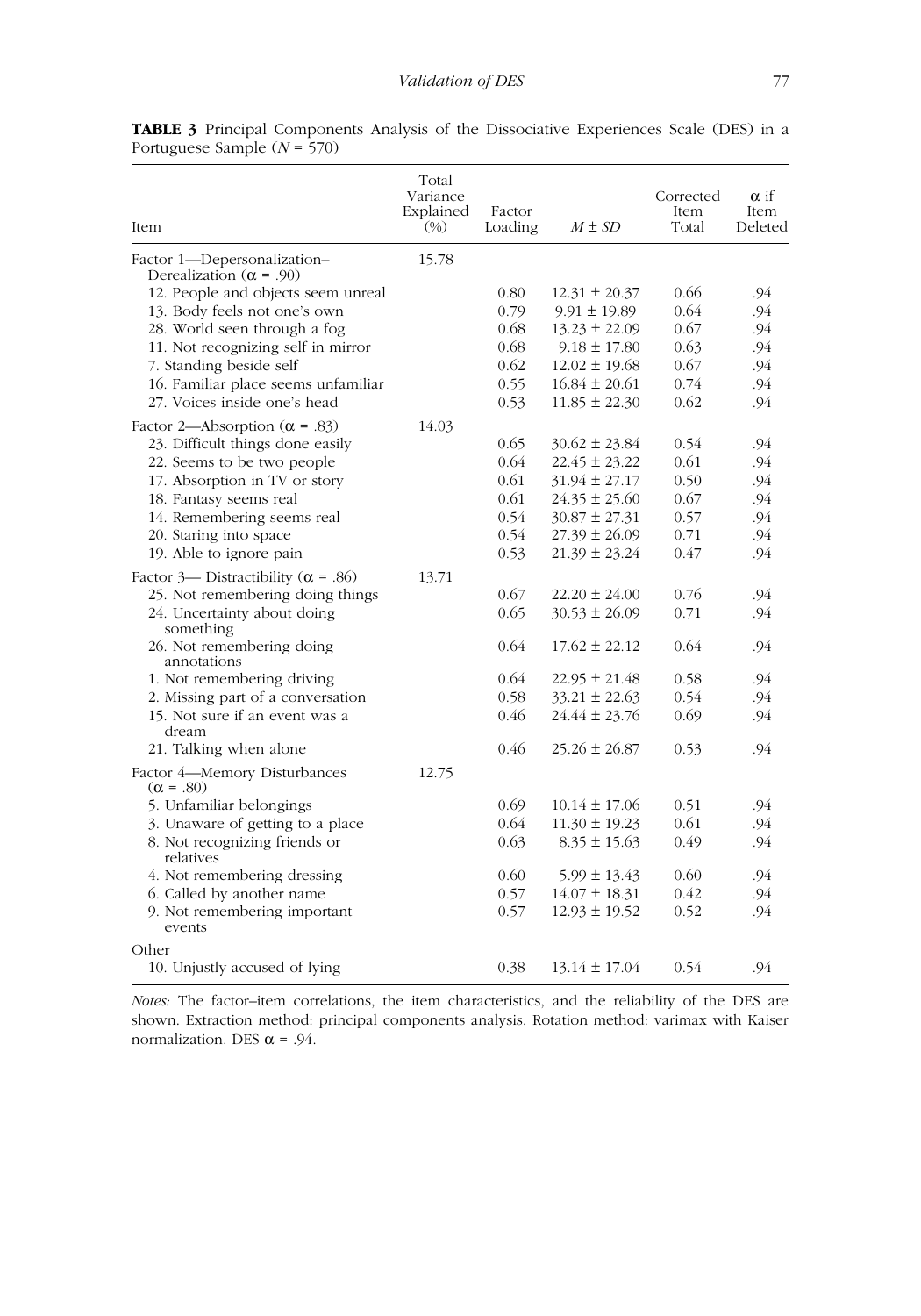**TABLE 3** Principal Components Analysis of the Dissociative Experiences Scale (DES) in a Portuguese Sample ($N$ = 570)

| Item | Total Variance Explained (%) | Factor Loading | $M \pm SD$ | Corrected Item Total | $\alpha$ if Item Deleted |
|---|---|---|---|---|---|
| Factor 1—Depersonalization–Derealization ($\alpha$ = .90) | 15.78 | | | | |
| 12. People and objects seem unreal | | 0.80 | 12.31 ± 20.37 | 0.66 | .94 |
| 13. Body feels not one's own | | 0.79 | 9.91 ± 19.89 | 0.64 | .94 |
| 28. World seen through a fog | | 0.68 | 13.23 ± 22.09 | 0.67 | .94 |
| 11. Not recognizing self in mirror | | 0.68 | 9.18 ± 17.80 | 0.63 | .94 |
| 7. Standing beside self | | 0.62 | 12.02 ± 19.68 | 0.67 | .94 |
| 16. Familiar place seems unfamiliar | | 0.55 | 16.84 ± 20.61 | 0.74 | .94 |
| 27. Voices inside one's head | | 0.53 | 11.85 ± 22.30 | 0.62 | .94 |
| Factor 2—Absorption ($\alpha$ = .83) | 14.03 | | | | |
| 23. Difficult things done easily | | 0.65 | 30.62 ± 23.84 | 0.54 | .94 |
| 22. Seems to be two people | | 0.64 | 22.45 ± 23.22 | 0.61 | .94 |
| 17. Absorption in TV or story | | 0.61 | 31.94 ± 27.17 | 0.50 | .94 |
| 18. Fantasy seems real | | 0.61 | 24.35 ± 25.60 | 0.67 | .94 |
| 14. Remembering seems real | | 0.54 | 30.87 ± 27.31 | 0.57 | .94 |
| 20. Staring into space | | 0.54 | 27.39 ± 26.09 | 0.71 | .94 |
| 19. Able to ignore pain | | 0.53 | 21.39 ± 23.24 | 0.47 | .94 |
| Factor 3— Distractibility ($\alpha$ = .86) | 13.71 | | | | |
| 25. Not remembering doing things | | 0.67 | 22.20 ± 24.00 | 0.76 | .94 |
| 24. Uncertainty about doing something | | 0.65 | 30.53 ± 26.09 | 0.71 | .94 |
| 26. Not remembering doing annotations | | 0.64 | 17.62 ± 22.12 | 0.64 | .94 |
| 1. Not remembering driving | | 0.64 | 22.95 ± 21.48 | 0.58 | .94 |
| 2. Missing part of a conversation | | 0.58 | 33.21 ± 22.63 | 0.54 | .94 |
| 15. Not sure if an event was a dream | | 0.46 | 24.44 ± 23.76 | 0.69 | .94 |
| 21. Talking when alone | | 0.46 | 25.26 ± 26.87 | 0.53 | .94 |
| Factor 4—Memory Disturbances ($\alpha$ = .80) | 12.75 | | | | |
| 5. Unfamiliar belongings | | 0.69 | 10.14 ± 17.06 | 0.51 | .94 |
| 3. Unaware of getting to a place | | 0.64 | 11.30 ± 19.23 | 0.61 | .94 |
| 8. Not recognizing friends or relatives | | 0.63 | 8.35 ± 15.63 | 0.49 | .94 |
| 4. Not remembering dressing | | 0.60 | 5.99 ± 13.43 | 0.60 | .94 |
| 6. Called by another name | | 0.57 | 14.07 ± 18.31 | 0.42 | .94 |
| 9. Not remembering important events | | 0.57 | 12.93 ± 19.52 | 0.52 | .94 |
| Other | | | | | |
| 10. Unjustly accused of lying | | 0.38 | 13.14 ± 17.04 | 0.54 | .94 |

*Notes:* The factor–item correlations, the item characteristics, and the reliability of the DES are shown. Extraction method: principal components analysis. Rotation method: varimax with Kaiser normalization. DES $\alpha$ = .94.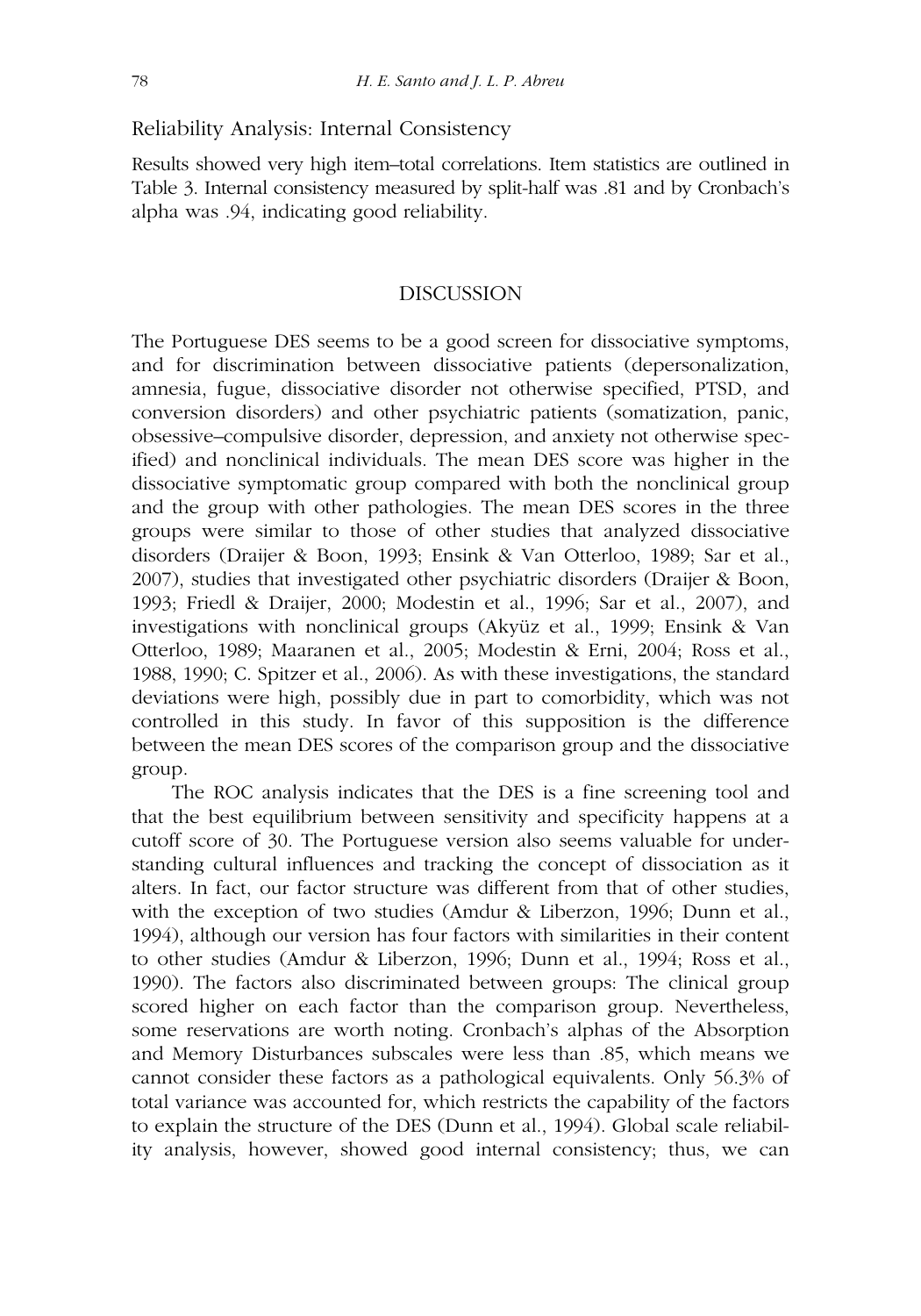### Reliability Analysis: Internal Consistency

Results showed very high item–total correlations. Item statistics are outlined in Table 3. Internal consistency measured by split-half was .81 and by Cronbach's alpha was .94, indicating good reliability.

## DISCUSSION

The Portuguese DES seems to be a good screen for dissociative symptoms, and for discrimination between dissociative patients (depersonalization, amnesia, fugue, dissociative disorder not otherwise specified, PTSD, and conversion disorders) and other psychiatric patients (somatization, panic, obsessive–compulsive disorder, depression, and anxiety not otherwise specified) and nonclinical individuals. The mean DES score was higher in the dissociative symptomatic group compared with both the nonclinical group and the group with other pathologies. The mean DES scores in the three groups were similar to those of other studies that analyzed dissociative disorders (Draijer & Boon, 1993; Ensink & Van Otterloo, 1989; Sar et al., 2007), studies that investigated other psychiatric disorders (Draijer & Boon, 1993; Friedl & Draijer, 2000; Modestin et al., 1996; Sar et al., 2007), and investigations with nonclinical groups (Akyüz et al., 1999; Ensink & Van Otterloo, 1989; Maaranen et al., 2005; Modestin & Erni, 2004; Ross et al., 1988, 1990; C. Spitzer et al., 2006). As with these investigations, the standard deviations were high, possibly due in part to comorbidity, which was not controlled in this study. In favor of this supposition is the difference between the mean DES scores of the comparison group and the dissociative group.

The ROC analysis indicates that the DES is a fine screening tool and that the best equilibrium between sensitivity and specificity happens at a cutoff score of 30. The Portuguese version also seems valuable for understanding cultural influences and tracking the concept of dissociation as it alters. In fact, our factor structure was different from that of other studies, with the exception of two studies (Amdur & Liberzon, 1996; Dunn et al., 1994), although our version has four factors with similarities in their content to other studies (Amdur & Liberzon, 1996; Dunn et al., 1994; Ross et al., 1990). The factors also discriminated between groups: The clinical group scored higher on each factor than the comparison group. Nevertheless, some reservations are worth noting. Cronbach's alphas of the Absorption and Memory Disturbances subscales were less than .85, which means we cannot consider these factors as a pathological equivalents. Only 56.3% of total variance was accounted for, which restricts the capability of the factors to explain the structure of the DES (Dunn et al., 1994). Global scale reliability analysis, however, showed good internal consistency; thus, we can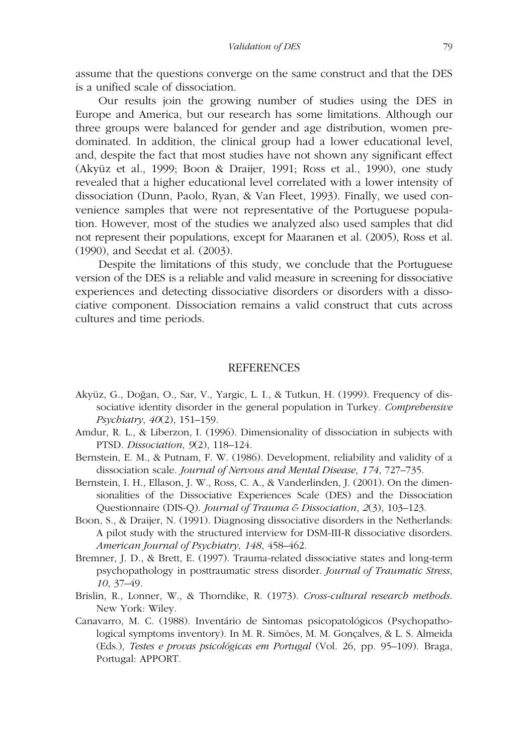assume that the questions converge on the same construct and that the DES is a unified scale of dissociation.

Our results join the growing number of studies using the DES in Europe and America, but our research has some limitations. Although our three groups were balanced for gender and age distribution, women predominated. In addition, the clinical group had a lower educational level, and, despite the fact that most studies have not shown any significant effect (Akyüz et al., 1999; Boon & Draijer, 1991; Ross et al., 1990), one study revealed that a higher educational level correlated with a lower intensity of dissociation (Dunn, Paolo, Ryan, & Van Fleet, 1993). Finally, we used convenience samples that were not representative of the Portuguese population. However, most of the studies we analyzed also used samples that did not represent their populations, except for Maaranen et al. (2005), Ross et al. (1990), and Seedat et al. (2003).

Despite the limitations of this study, we conclude that the Portuguese version of the DES is a reliable and valid measure in screening for dissociative experiences and detecting dissociative disorders or disorders with a dissociative component. Dissociation remains a valid construct that cuts across cultures and time periods.

## REFERENCES

Akyüz, G., Doğan, O., Sar, V., Yargic, L. I., & Tutkun, H. (1999). Frequency of dissociative identity disorder in the general population in Turkey. *Comprehensive Psychiatry*, *40*(2), 151–159.

Amdur, R. L., & Liberzon, I. (1996). Dimensionality of dissociation in subjects with PTSD. *Dissociation*, *9*(2), 118–124.

Bernstein, E. M., & Putnam, F. W. (1986). Development, reliability and validity of a dissociation scale. *Journal of Nervous and Mental Disease*, *174*, 727–735.

Bernstein, I. H., Ellason, J. W., Ross, C. A., & Vanderlinden, J. (2001). On the dimensionalities of the Dissociative Experiences Scale (DES) and the Dissociation Questionnaire (DIS-Q). *Journal of Trauma & Dissociation*, *2*(3), 103–123.

Boon, S., & Draijer, N. (1991). Diagnosing dissociative disorders in the Netherlands: A pilot study with the structured interview for DSM-III-R dissociative disorders. *American Journal of Psychiatry*, *148*, 458–462.

Bremner, J. D., & Brett, E. (1997). Trauma-related dissociative states and long-term psychopathology in posttraumatic stress disorder. *Journal of Traumatic Stress*, *10*, 37–49.

Brislin, R., Lonner, W., & Thorndike, R. (1973). *Cross-cultural research methods*. New York: Wiley.

Canavarro, M. C. (1988). Inventário de Sintomas psicopatológicos (Psychopathological symptoms inventory). In M. R. Simões, M. M. Gonçalves, & L. S. Almeida (Eds.), *Testes e provas psicológicas em Portugal* (Vol. 26, pp. 95–109). Braga, Portugal: APPORT.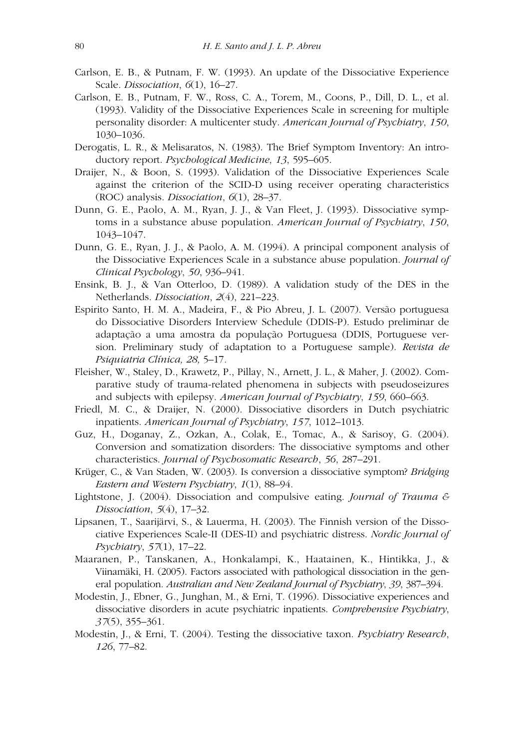Carlson, E. B., & Putnam, F. W. (1993). An update of the Dissociative Experience Scale. *Dissociation*, *6*(1), 16–27.

Carlson, E. B., Putnam, F. W., Ross, C. A., Torem, M., Coons, P., Dill, D. L., et al. (1993). Validity of the Dissociative Experiences Scale in screening for multiple personality disorder: A multicenter study. *American Journal of Psychiatry*, *150*, 1030–1036.

Derogatis, L. R., & Melisaratos, N. (1983). The Brief Symptom Inventory: An introductory report. *Psychological Medicine*, *13*, 595–605.

Draijer, N., & Boon, S. (1993). Validation of the Dissociative Experiences Scale against the criterion of the SCID-D using receiver operating characteristics (ROC) analysis. *Dissociation*, *6*(1), 28–37.

Dunn, G. E., Paolo, A. M., Ryan, J. J., & Van Fleet, J. (1993). Dissociative symptoms in a substance abuse population. *American Journal of Psychiatry*, *150*, 1043–1047.

Dunn, G. E., Ryan, J. J., & Paolo, A. M. (1994). A principal component analysis of the Dissociative Experiences Scale in a substance abuse population. *Journal of Clinical Psychology*, *50*, 936–941.

Ensink, B. J., & Van Otterloo, D. (1989). A validation study of the DES in the Netherlands. *Dissociation*, *2*(4), 221–223.

Espirito Santo, H. M. A., Madeira, F., & Pio Abreu, J. L. (2007). Versão portuguesa do Dissociative Disorders Interview Schedule (DDIS-P). Estudo preliminar de adaptação a uma amostra da população Portuguesa (DDIS, Portuguese version. Preliminary study of adaptation to a Portuguese sample). *Revista de Psiquiatria Clínica, 28,* 5–17.

Fleisher, W., Staley, D., Krawetz, P., Pillay, N., Arnett, J. L., & Maher, J. (2002). Comparative study of trauma-related phenomena in subjects with pseudoseizures and subjects with epilepsy. *American Journal of Psychiatry*, *159*, 660–663.

Friedl, M. C., & Draijer, N. (2000). Dissociative disorders in Dutch psychiatric inpatients. *American Journal of Psychiatry*, *157*, 1012–1013.

Guz, H., Doganay, Z., Ozkan, A., Colak, E., Tomac, A., & Sarisoy, G. (2004). Conversion and somatization disorders: The dissociative symptoms and other characteristics. *Journal of Psychosomatic Research*, *56*, 287–291.

Krüger, C., & Van Staden, W. (2003). Is conversion a dissociative symptom? *Bridging Eastern and Western Psychiatry*, *1*(1), 88–94.

Lightstone, J. (2004). Dissociation and compulsive eating. *Journal of Trauma & Dissociation*, *5*(4), 17–32.

Lipsanen, T., Saarijärvi, S., & Lauerma, H. (2003). The Finnish version of the Dissociative Experiences Scale-II (DES-II) and psychiatric distress. *Nordic Journal of Psychiatry*, *57*(1), 17–22.

Maaranen, P., Tanskanen, A., Honkalampi, K., Haatainen, K., Hintikka, J., & Viinamäki, H. (2005). Factors associated with pathological dissociation in the general population. *Australian and New Zealand Journal of Psychiatry*, *39*, 387–394.

Modestin, J., Ebner, G., Junghan, M., & Erni, T. (1996). Dissociative experiences and dissociative disorders in acute psychiatric inpatients. *Comprehensive Psychiatry*, *37*(5), 355–361.

Modestin, J., & Erni, T. (2004). Testing the dissociative taxon. *Psychiatry Research*, *126*, 77–82.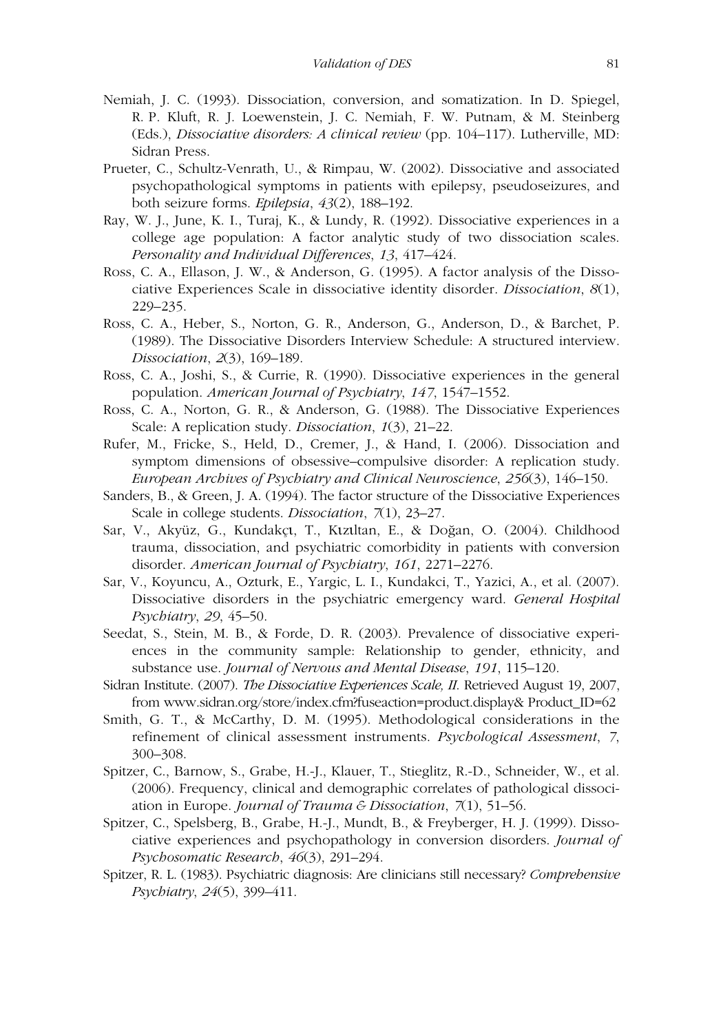Nemiah, J. C. (1993). Dissociation, conversion, and somatization. In D. Spiegel, R. P. Kluft, R. J. Loewenstein, J. C. Nemiah, F. W. Putnam, & M. Steinberg (Eds.), *Dissociative disorders: A clinical review* (pp. 104–117). Lutherville, MD: Sidran Press.

Prueter, C., Schultz-Venrath, U., & Rimpau, W. (2002). Dissociative and associated psychopathological symptoms in patients with epilepsy, pseudoseizures, and both seizure forms. *Epilepsia*, *43*(2), 188–192.

Ray, W. J., June, K. I., Turaj, K., & Lundy, R. (1992). Dissociative experiences in a college age population: A factor analytic study of two dissociation scales. *Personality and Individual Differences*, *13*, 417–424.

Ross, C. A., Ellason, J. W., & Anderson, G. (1995). A factor analysis of the Dissociative Experiences Scale in dissociative identity disorder. *Dissociation*, *8*(1), 229–235.

Ross, C. A., Heber, S., Norton, G. R., Anderson, G., Anderson, D., & Barchet, P. (1989). The Dissociative Disorders Interview Schedule: A structured interview. *Dissociation*, *2*(3), 169–189.

Ross, C. A., Joshi, S., & Currie, R. (1990). Dissociative experiences in the general population. *American Journal of Psychiatry*, *147*, 1547–1552.

Ross, C. A., Norton, G. R., & Anderson, G. (1988). The Dissociative Experiences Scale: A replication study. *Dissociation*, *1*(3), 21–22.

Rufer, M., Fricke, S., Held, D., Cremer, J., & Hand, I. (2006). Dissociation and symptom dimensions of obsessive–compulsive disorder: A replication study. *European Archives of Psychiatry and Clinical Neuroscience*, *256*(3), 146–150.

Sanders, B., & Green, J. A. (1994). The factor structure of the Dissociative Experiences Scale in college students. *Dissociation*, *7*(1), 23–27.

Sar, V., Akyüz, G., Kundakçı, T., Kızıltan, E., & Doğan, O. (2004). Childhood trauma, dissociation, and psychiatric comorbidity in patients with conversion disorder. *American Journal of Psychiatry*, *161*, 2271–2276.

Sar, V., Koyuncu, A., Ozturk, E., Yargic, L. I., Kundakci, T., Yazici, A., et al. (2007). Dissociative disorders in the psychiatric emergency ward. *General Hospital Psychiatry*, *29*, 45–50.

Seedat, S., Stein, M. B., & Forde, D. R. (2003). Prevalence of dissociative experiences in the community sample: Relationship to gender, ethnicity, and substance use. *Journal of Nervous and Mental Disease*, *191*, 115–120.

Sidran Institute. (2007). *The Dissociative Experiences Scale, II*. Retrieved August 19, 2007, from www.sidran.org/store/index.cfm?fuseaction=product.display& Product_ID=62

Smith, G. T., & McCarthy, D. M. (1995). Methodological considerations in the refinement of clinical assessment instruments. *Psychological Assessment*, *7*, 300–308.

Spitzer, C., Barnow, S., Grabe, H.-J., Klauer, T., Stieglitz, R.-D., Schneider, W., et al. (2006). Frequency, clinical and demographic correlates of pathological dissociation in Europe. *Journal of Trauma & Dissociation*, *7*(1), 51–56.

Spitzer, C., Spelsberg, B., Grabe, H.-J., Mundt, B., & Freyberger, H. J. (1999). Dissociative experiences and psychopathology in conversion disorders. *Journal of Psychosomatic Research*, *46*(3), 291–294.

Spitzer, R. L. (1983). Psychiatric diagnosis: Are clinicians still necessary? *Comprehensive Psychiatry*, *24*(5), 399–411.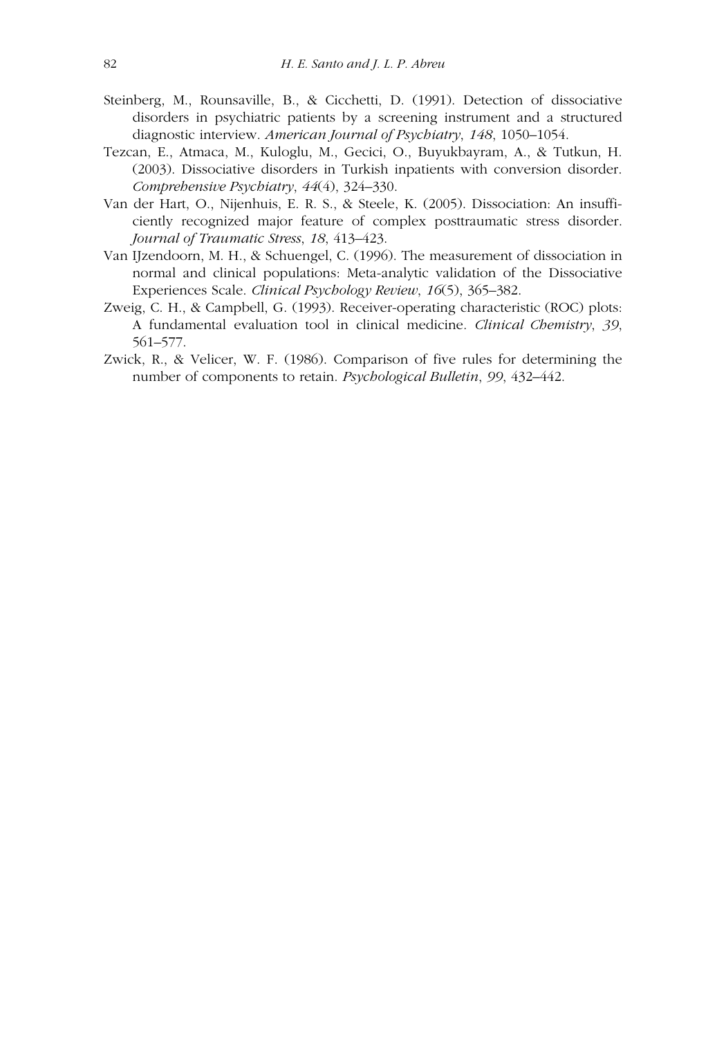Steinberg, M., Rounsaville, B., & Cicchetti, D. (1991). Detection of dissociative disorders in psychiatric patients by a screening instrument and a structured diagnostic interview. *American Journal of Psychiatry*, *148*, 1050–1054.

Tezcan, E., Atmaca, M., Kuloglu, M., Gecici, O., Buyukbayram, A., & Tutkun, H. (2003). Dissociative disorders in Turkish inpatients with conversion disorder. *Comprehensive Psychiatry*, *44*(4), 324–330.

Van der Hart, O., Nijenhuis, E. R. S., & Steele, K. (2005). Dissociation: An insufficiently recognized major feature of complex posttraumatic stress disorder. *Journal of Traumatic Stress*, *18*, 413–423.

Van IJzendoorn, M. H., & Schuengel, C. (1996). The measurement of dissociation in normal and clinical populations: Meta-analytic validation of the Dissociative Experiences Scale. *Clinical Psychology Review*, *16*(5), 365–382.

Zweig, C. H., & Campbell, G. (1993). Receiver-operating characteristic (ROC) plots: A fundamental evaluation tool in clinical medicine. *Clinical Chemistry*, *39*, 561–577.

Zwick, R., & Velicer, W. F. (1986). Comparison of five rules for determining the number of components to retain. *Psychological Bulletin*, *99*, 432–442.